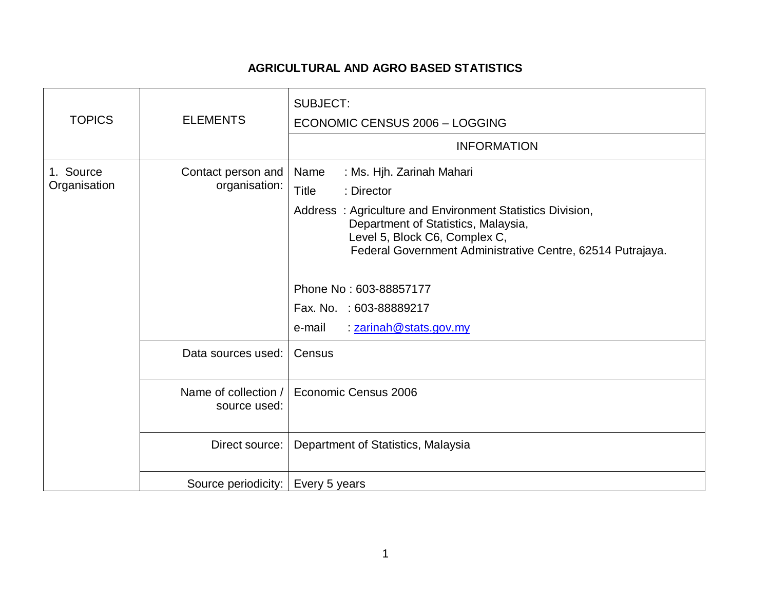## AGRICULTURAL AND AGRO BASED STATISTICS

| TOPICS | ELEMENTS | SUBJECT: ECONOMIC CENSUS 2006 – LOGGING |
|---|---|---|
| | | INFORMATION |
| 1. Source Organisation | Contact person and organisation: | Name : Ms. Hjh. Zarinah Mahari<br>Title : Director<br>Address : Agriculture and Environment Statistics Division, Department of Statistics, Malaysia, Level 5, Block C6, Complex C, Federal Government Administrative Centre, 62514 Putrajaya.<br><br>Phone No : 603-88857177<br>Fax. No. : 603-88889217<br>e-mail : zarinah@stats.gov.my |
| | Data sources used: | Census |
| | Name of collection / source used: | Economic Census 2006 |
| | Direct source: | Department of Statistics, Malaysia |
| | Source periodicity: | Every 5 years |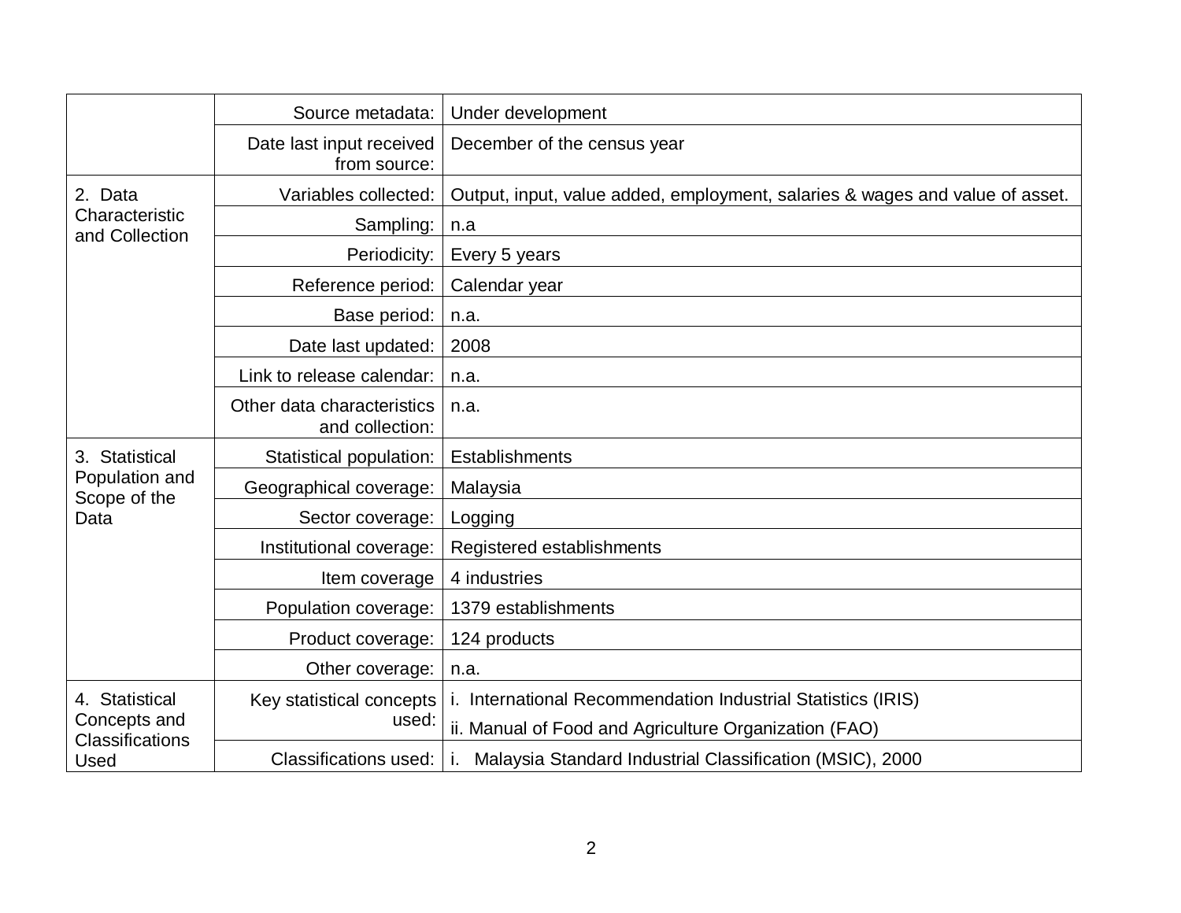| | | |
|---|---|---|
| | Source metadata: | Under development |
| | Date last input received from source: | December of the census year |
| 2. Data Characteristic and Collection | Variables collected: | Output, input, value added, employment, salaries & wages and value of asset. |
| | Sampling: | n.a |
| | Periodicity: | Every 5 years |
| | Reference period: | Calendar year |
| | Base period: | n.a. |
| | Date last updated: | 2008 |
| | Link to release calendar: | n.a. |
| | Other data characteristics and collection: | n.a. |
| 3. Statistical Population and Scope of the Data | Statistical population: | Establishments |
| | Geographical coverage: | Malaysia |
| | Sector coverage: | Logging |
| | Institutional coverage: | Registered establishments |
| | Item coverage | 4 industries |
| | Population coverage: | 1379 establishments |
| | Product coverage: | 124 products |
| | Other coverage: | n.a. |
| 4. Statistical Concepts and Classifications Used | Key statistical concepts used: | i. International Recommendation Industrial Statistics (IRIS)<br>ii. Manual of Food and Agriculture Organization (FAO) |
| | Classifications used: | i. Malaysia Standard Industrial Classification (MSIC), 2000 |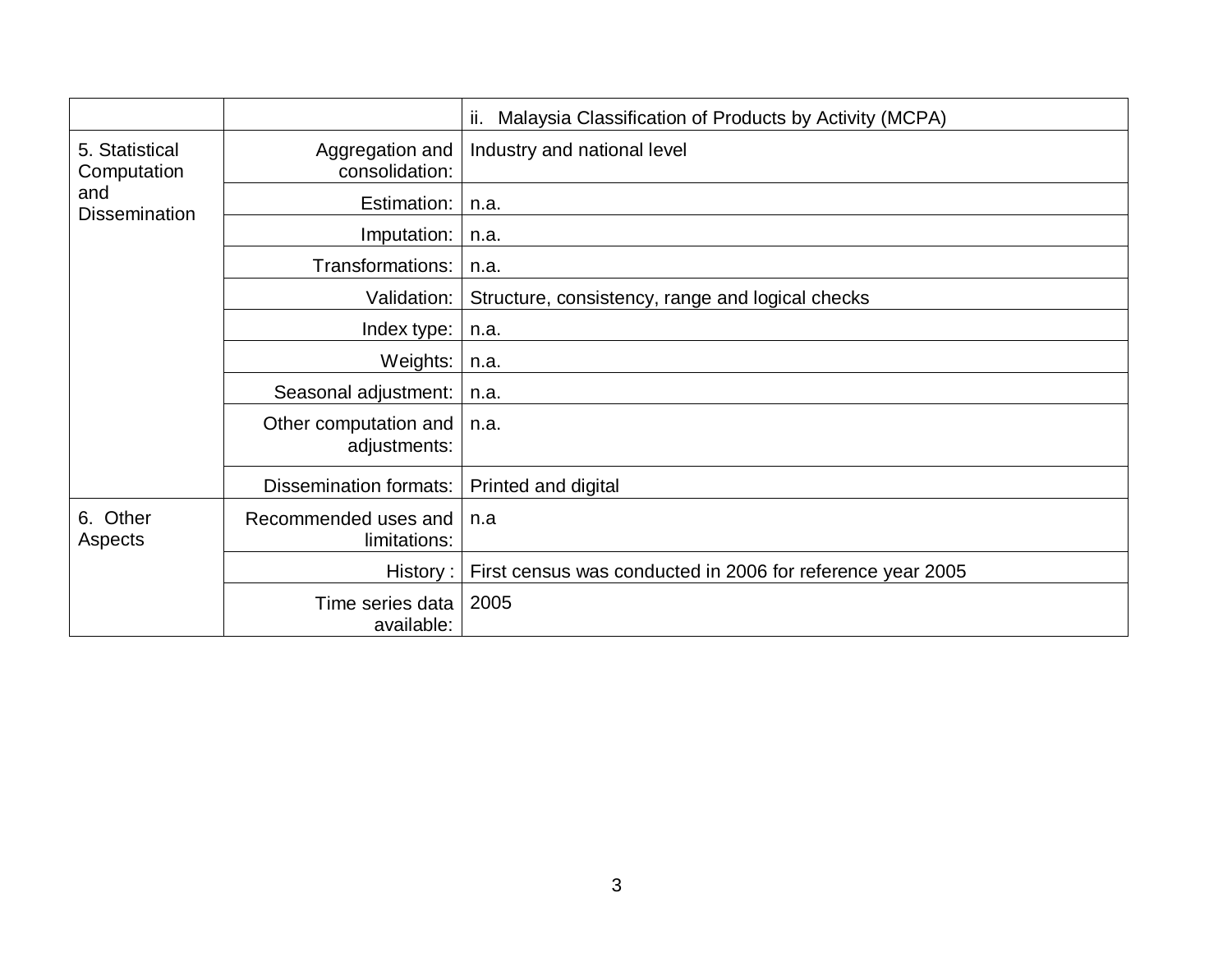| | | |
|---|---|---|
| | | ii. Malaysia Classification of Products by Activity (MCPA) |
| 5. Statistical Computation and Dissemination | Aggregation and consolidation: | Industry and national level |
| | Estimation: | n.a. |
| | Imputation: | n.a. |
| | Transformations: | n.a. |
| | Validation: | Structure, consistency, range and logical checks |
| | Index type: | n.a. |
| | Weights: | n.a. |
| | Seasonal adjustment: | n.a. |
| | Other computation and adjustments: | n.a. |
| | Dissemination formats: | Printed and digital |
| 6. Other Aspects | Recommended uses and limitations: | n.a |
| | History : | First census was conducted in 2006 for reference year 2005 |
| | Time series data available: | 2005 |